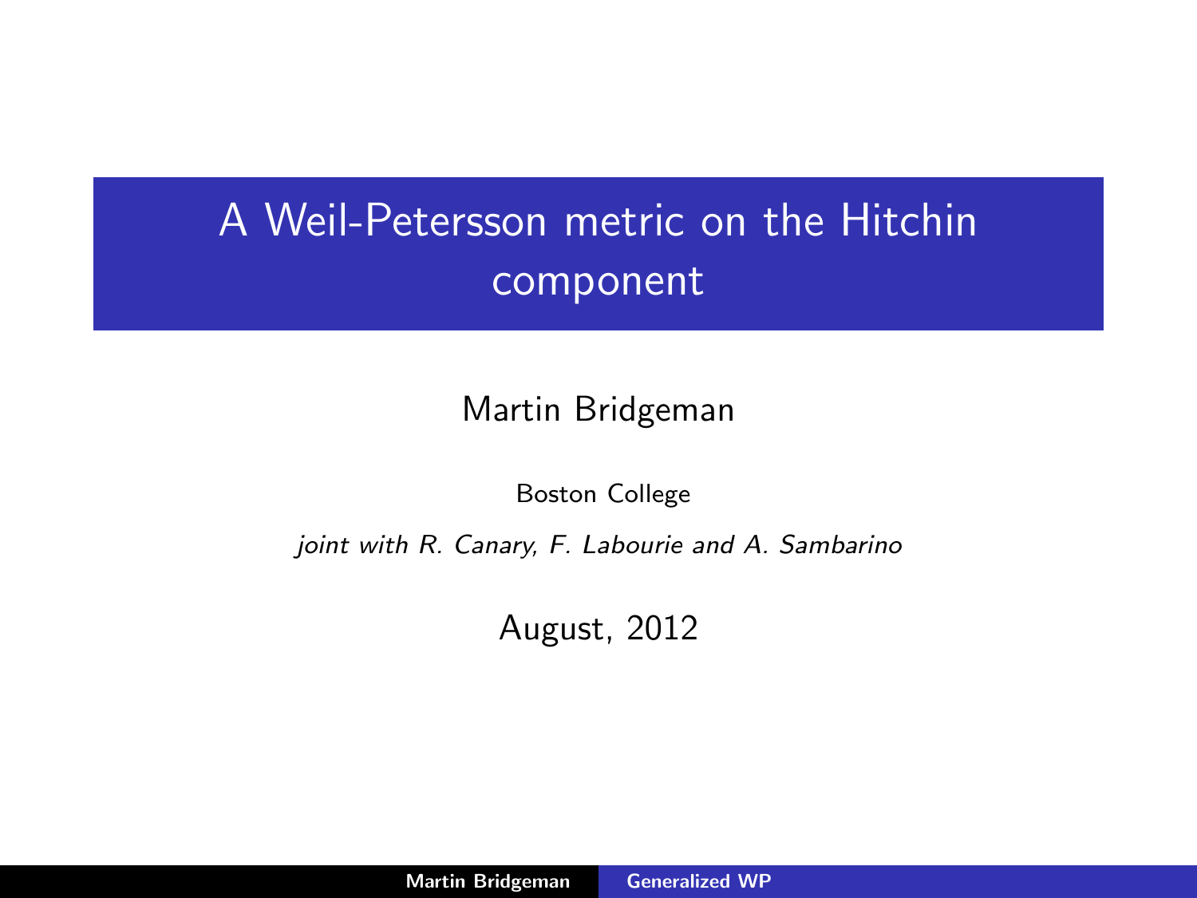# A Weil-Petersson metric on the Hitchin component

Martin Bridgeman

Boston College

*joint with R. Canary, F. Labourie and A. Sambarino*

August, 2012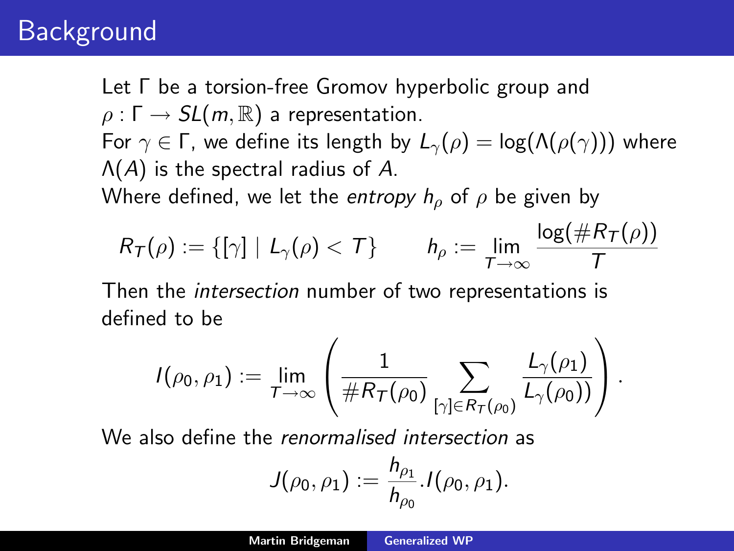# Background

Let $\Gamma$ be a torsion-free Gromov hyperbolic group and $\rho : \Gamma \to SL(m, \mathbb{R})$ a representation.

For $\gamma \in \Gamma$, we define its length by $L_\gamma(\rho) = \log(\Lambda(\rho(\gamma)))$ where $\Lambda(A)$ is the spectral radius of $A$.

Where defined, we let the *entropy* $h_\rho$ of $\rho$ be given by

$$R_T(\rho) := \{[\gamma] \mid L_\gamma(\rho) < T\} \qquad h_\rho := \lim_{T \to \infty} \frac{\log(\#R_T(\rho))}{T}$$

Then the *intersection* number of two representations is defined to be

$$I(\rho_0, \rho_1) := \lim_{T \to \infty} \left( \frac{1}{\#R_T(\rho_0)} \sum_{[\gamma] \in R_T(\rho_0)} \frac{L_\gamma(\rho_1)}{L_\gamma(\rho_0))} \right).$$

We also define the *renormalised intersection* as

$$J(\rho_0, \rho_1) := \frac{h_{\rho_1}}{h_{\rho_0}}.I(\rho_0, \rho_1).$$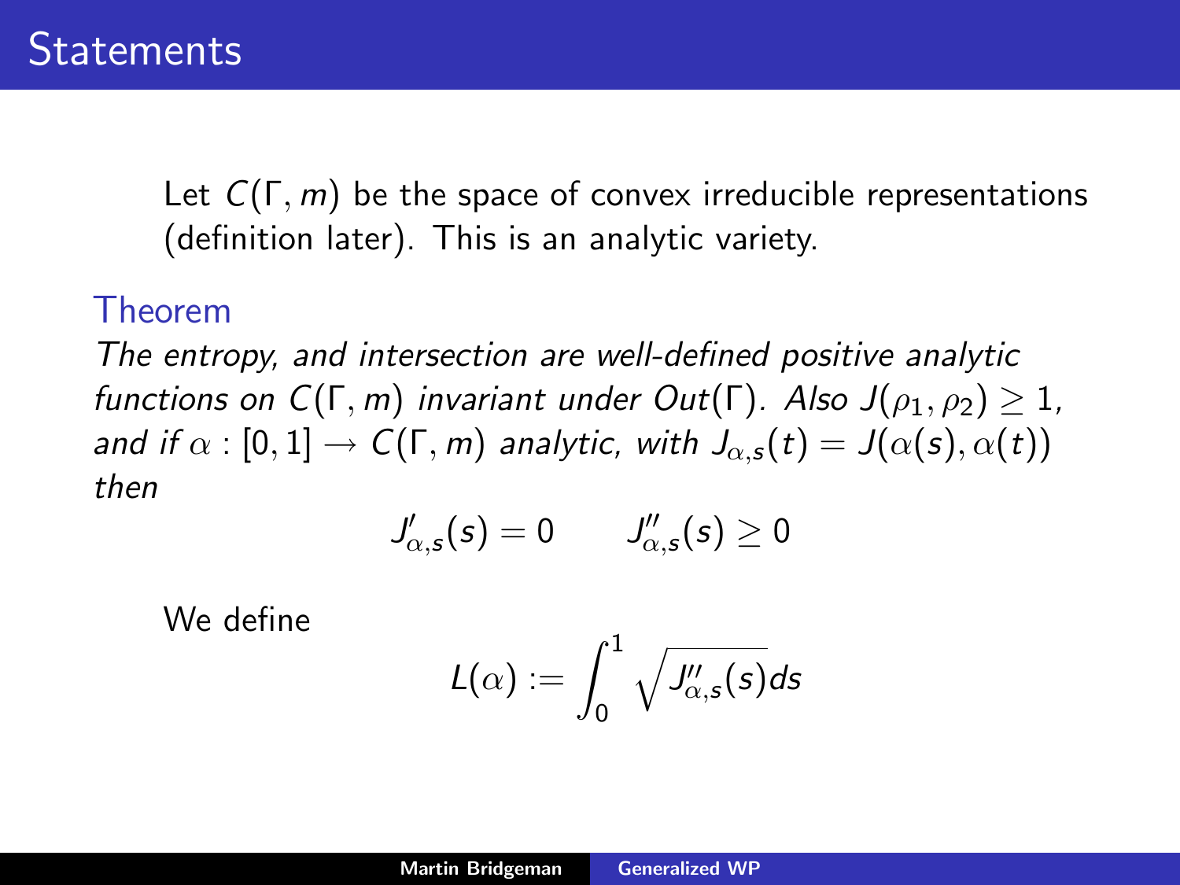# Statements

Let $C(\Gamma, m)$ be the space of convex irreducible representations (definition later). This is an analytic variety.

**Theorem**

*The entropy, and intersection are well-defined positive analytic functions on $C(\Gamma, m)$ invariant under $Out(\Gamma)$. Also $J(\rho_1, \rho_2) \geq 1$, and if $\alpha : [0,1] \to C(\Gamma, m)$ analytic, with $J_{\alpha,s}(t) = J(\alpha(s), \alpha(t))$ then*

$$J'_{\alpha,s}(s) = 0 \qquad J''_{\alpha,s}(s) \geq 0$$

We define

$$L(\alpha) := \int_0^1 \sqrt{J''_{\alpha,s}(s)} ds$$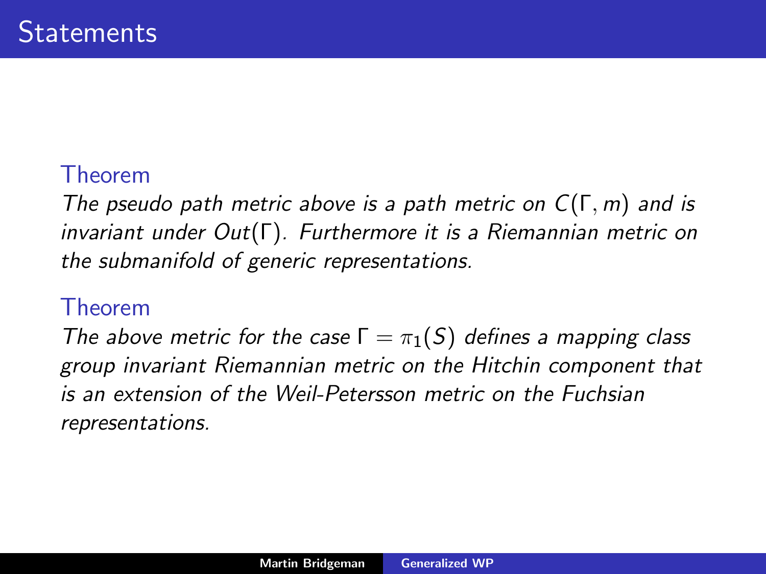## Statements

**Theorem**

*The pseudo path metric above is a path metric on $C(\Gamma, m)$ and is invariant under $Out(\Gamma)$. Furthermore it is a Riemannian metric on the submanifold of generic representations.*

**Theorem**

*The above metric for the case $\Gamma = \pi_1(S)$ defines a mapping class group invariant Riemannian metric on the Hitchin component that is an extension of the Weil-Petersson metric on the Fuchsian representations.*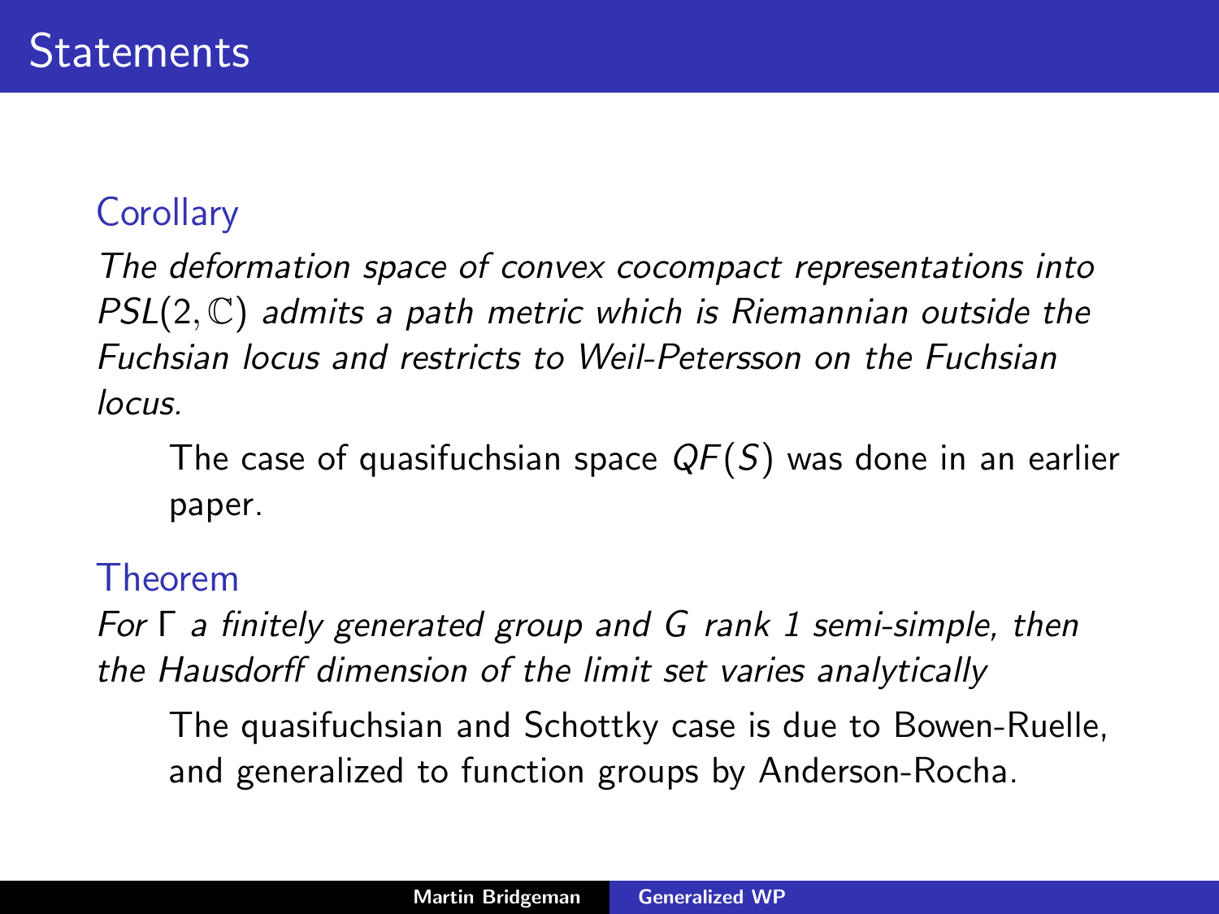# Statements

### Corollary

*The deformation space of convex cocompact representations into $PSL(2, \mathbb{C})$ admits a path metric which is Riemannian outside the Fuchsian locus and restricts to Weil-Petersson on the Fuchsian locus.*

> The case of quasifuchsian space $QF(S)$ was done in an earlier paper.

### Theorem

*For $\Gamma$ a finitely generated group and $G$ rank 1 semi-simple, then the Hausdorff dimension of the limit set varies analytically*

> The quasifuchsian and Schottky case is due to Bowen-Ruelle, and generalized to function groups by Anderson-Rocha.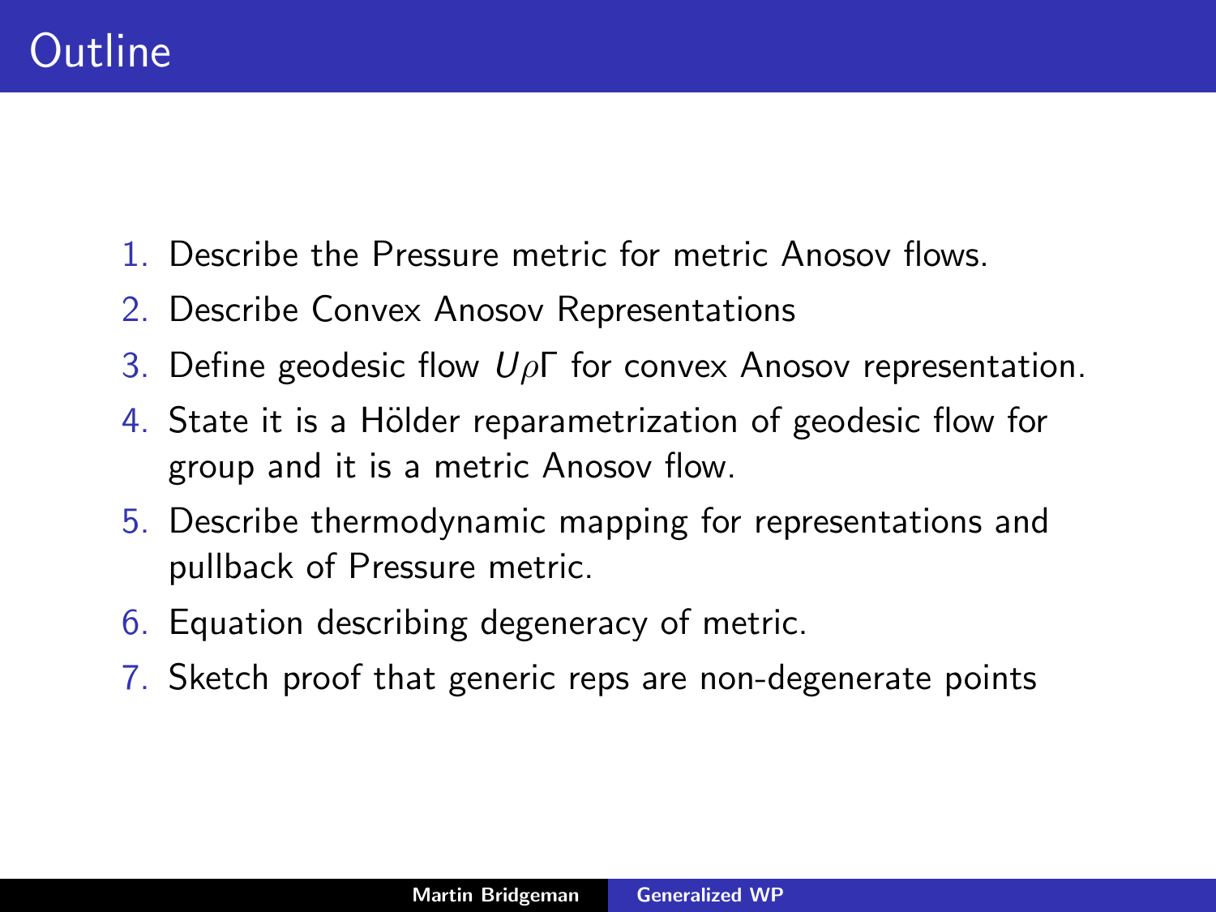# Outline

1. Describe the Pressure metric for metric Anosov flows.
2. Describe Convex Anosov Representations
3. Define geodesic flow $U\rho\Gamma$ for convex Anosov representation.
4. State it is a Hölder reparametrization of geodesic flow for group and it is a metric Anosov flow.
5. Describe thermodynamic mapping for representations and pullback of Pressure metric.
6. Equation describing degeneracy of metric.
7. Sketch proof that generic reps are non-degenerate points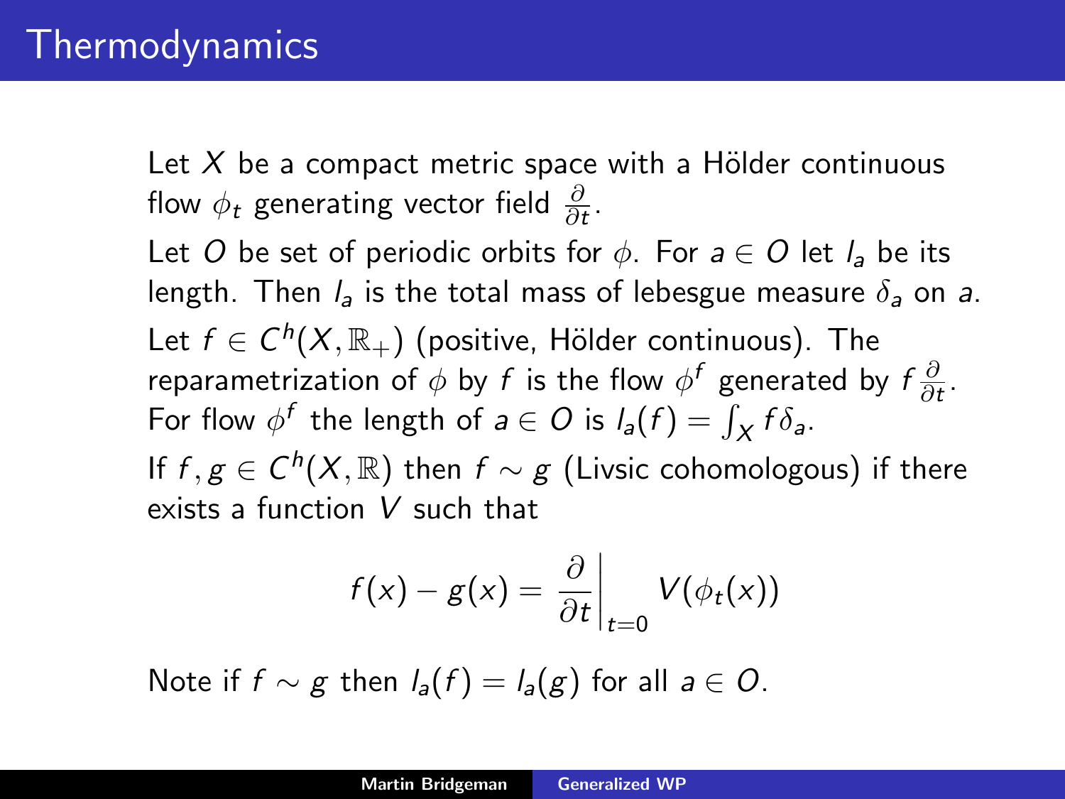# Thermodynamics

Let $X$ be a compact metric space with a Hölder continuous flow $\phi_t$ generating vector field $\frac{\partial}{\partial t}$.

Let $O$ be set of periodic orbits for $\phi$. For $a \in O$ let $l_a$ be its length. Then $l_a$ is the total mass of lebesgue measure $\delta_a$ on $a$.

Let $f \in C^h(X, \mathbb{R}_+)$ (positive, Hölder continuous). The reparametrization of $\phi$ by $f$ is the flow $\phi^f$ generated by $f\frac{\partial}{\partial t}$. For flow $\phi^f$ the length of $a \in O$ is $l_a(f) = \int_X f \delta_a$.

If $f, g \in C^h(X, \mathbb{R})$ then $f \sim g$ (Livsic cohomologous) if there exists a function $V$ such that

$$f(x) - g(x) = \left.\frac{\partial}{\partial t}\right|_{t=0} V(\phi_t(x))$$

Note if $f \sim g$ then $l_a(f) = l_a(g)$ for all $a \in O$.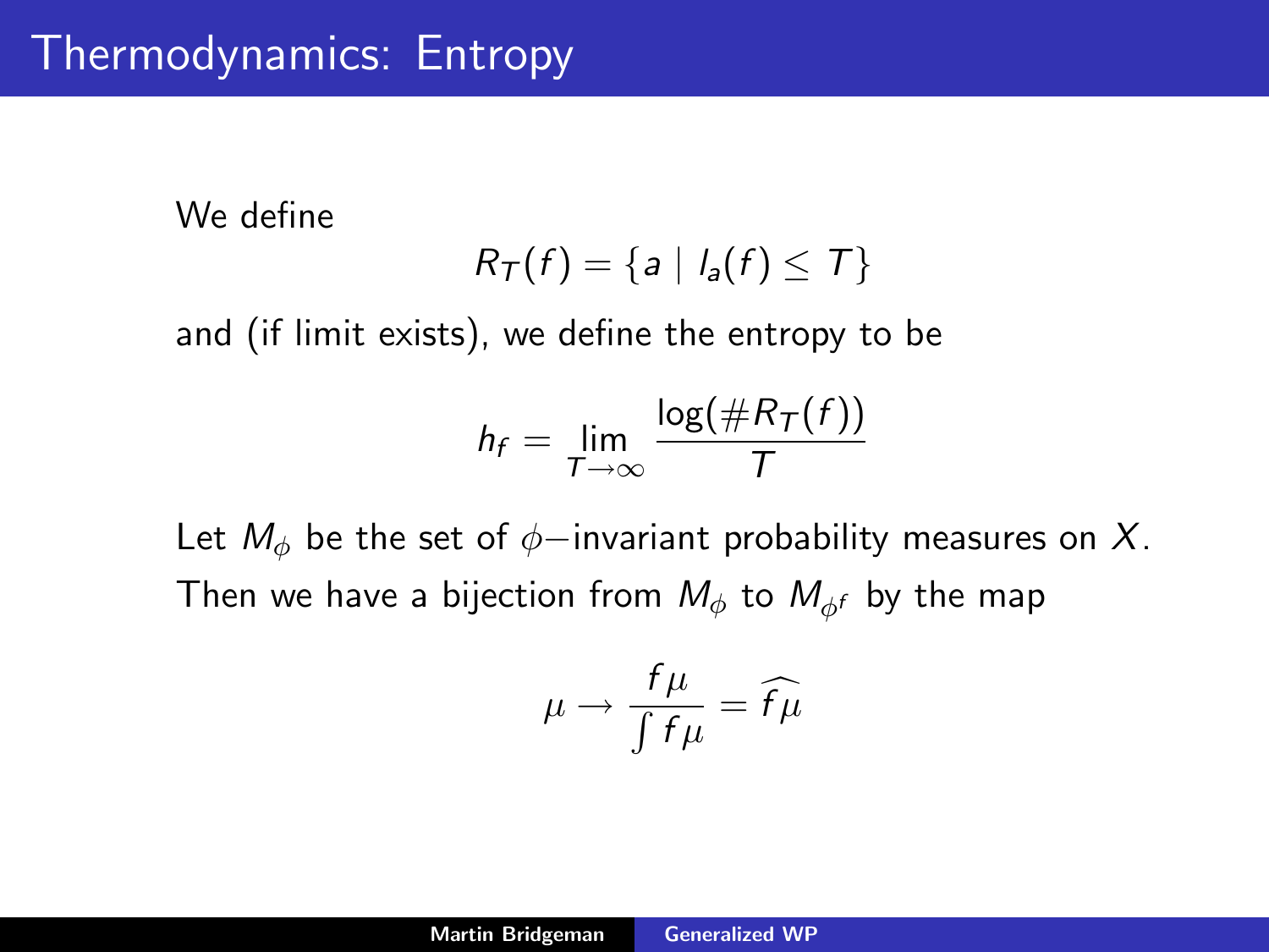# Thermodynamics: Entropy

We define

$$R_T(f) = \{a \mid l_a(f) \leq T\}$$

and (if limit exists), we define the entropy to be

$$h_f = \lim_{T \to \infty} \frac{\log(\#R_T(f))}{T}$$

Let $M_\phi$ be the set of $\phi-$invariant probability measures on $X$. Then we have a bijection from $M_\phi$ to $M_{\phi^f}$ by the map

$$\mu \to \frac{f\mu}{\int f\mu} = \widehat{f\mu}$$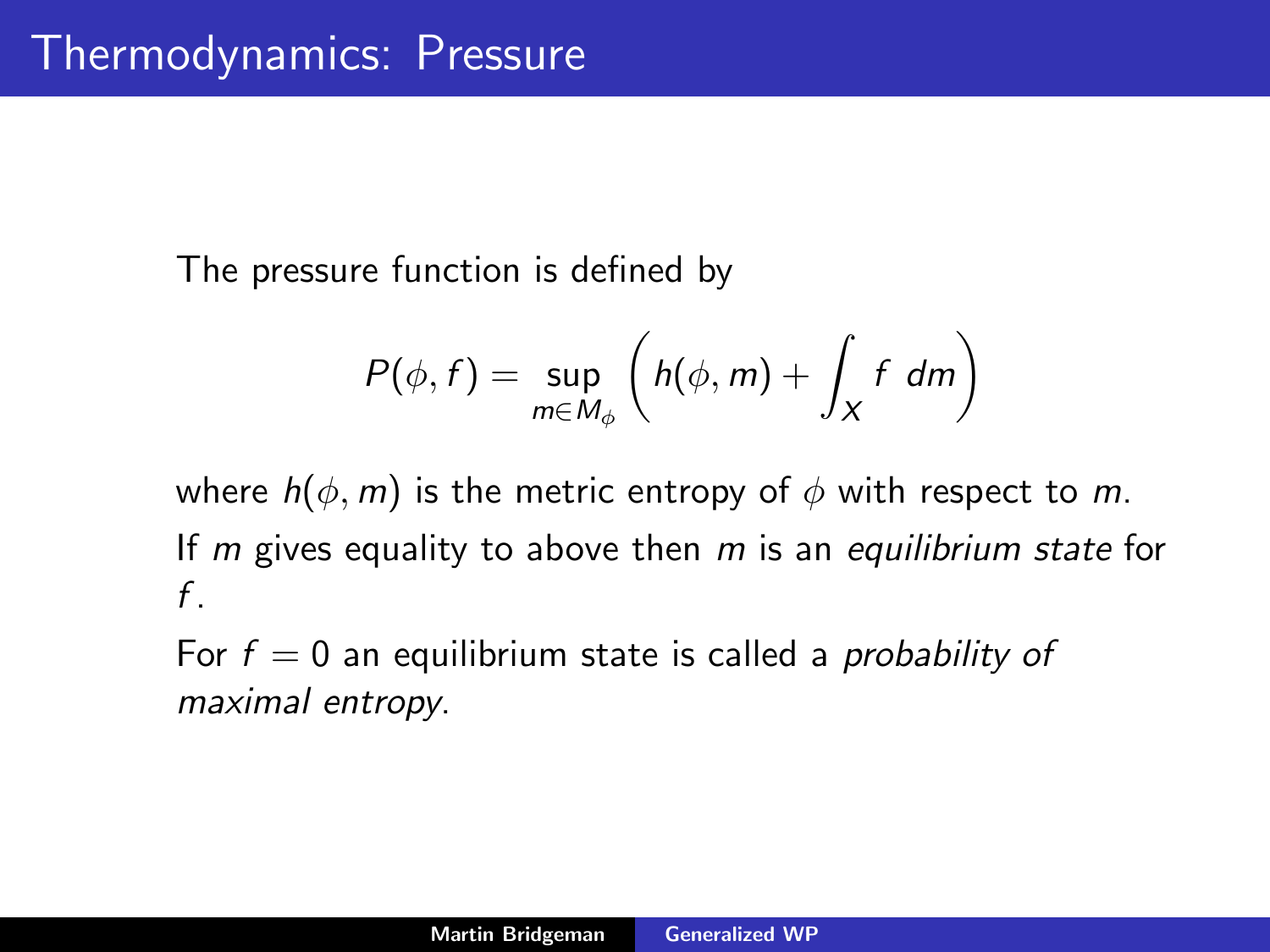# Thermodynamics: Pressure

The pressure function is defined by

$$P(\phi, f) = \sup_{m \in M_\phi} \left( h(\phi, m) + \int_X f \; dm \right)$$

where $h(\phi, m)$ is the metric entropy of $\phi$ with respect to $m$.

If $m$ gives equality to above then $m$ is an *equilibrium state* for $f$.

For $f = 0$ an equilibrium state is called a *probability of maximal entropy*.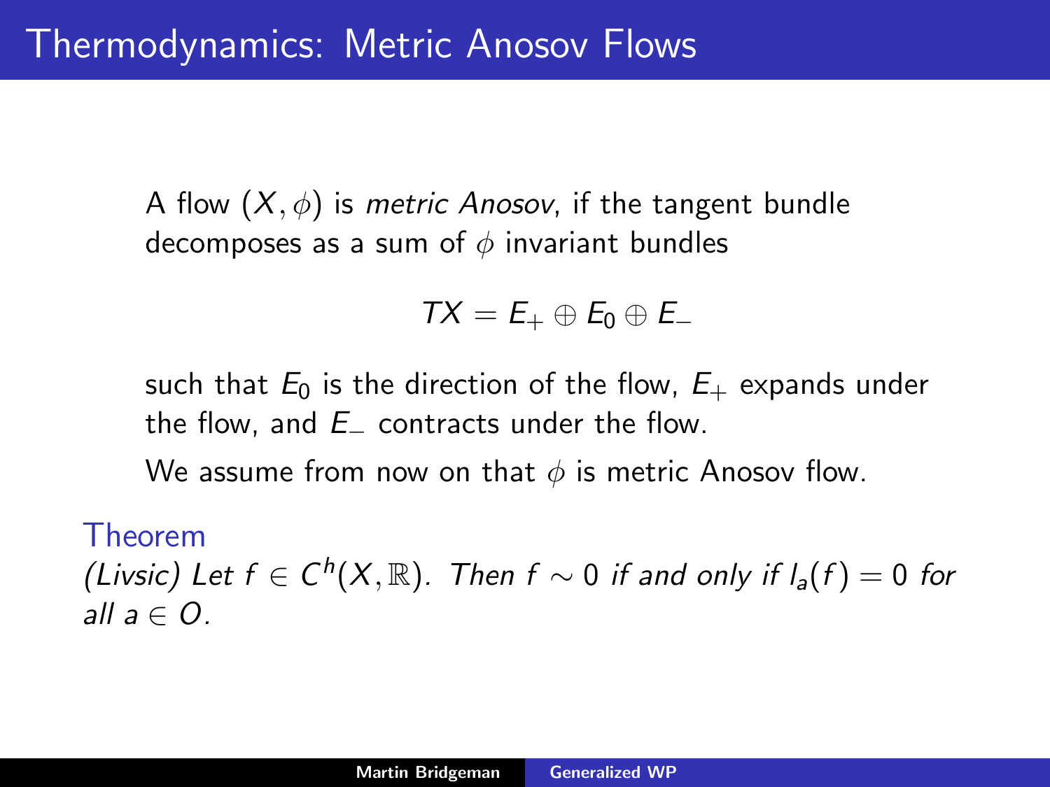# Thermodynamics: Metric Anosov Flows

A flow $(X, \phi)$ is *metric Anosov*, if the tangent bundle decomposes as a sum of $\phi$ invariant bundles

$$TX = E_+ \oplus E_0 \oplus E_-$$

such that $E_0$ is the direction of the flow, $E_+$ expands under the flow, and $E_-$ contracts under the flow.

We assume from now on that $\phi$ is metric Anosov flow.

**Theorem**

*(Livsic) Let $f \in C^h(X, \mathbb{R})$. Then $f \sim 0$ if and only if $l_a(f) = 0$ for all $a \in O$.*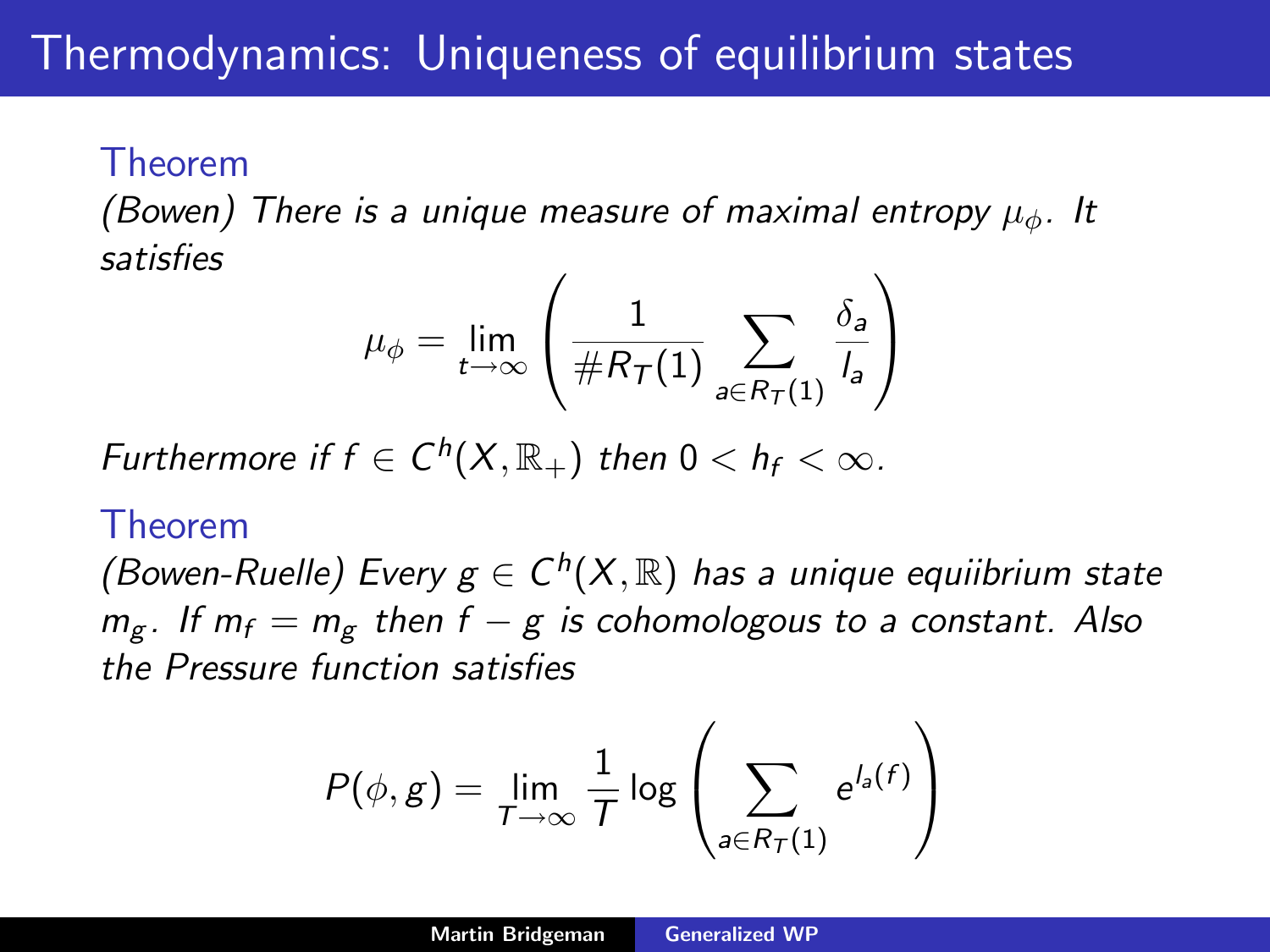# Thermodynamics: Uniqueness of equilibrium states

**Theorem**

*(Bowen) There is a unique measure of maximal entropy $\mu_\phi$. It satisfies*

$$\mu_\phi = \lim_{t\to\infty} \left( \frac{1}{\#R_T(1)} \sum_{a \in R_T(1)} \frac{\delta_a}{l_a} \right)$$

*Furthermore if $f \in C^h(X, \mathbb{R}_+)$ then $0 < h_f < \infty$.*

**Theorem**

*(Bowen-Ruelle) Every $g \in C^h(X, \mathbb{R})$ has a unique equiibrium state $m_g$. If $m_f = m_g$ then $f - g$ is cohomologous to a constant. Also the Pressure function satisfies*

$$P(\phi, g) = \lim_{T\to\infty} \frac{1}{T} \log \left( \sum_{a \in R_T(1)} e^{l_a(f)} \right)$$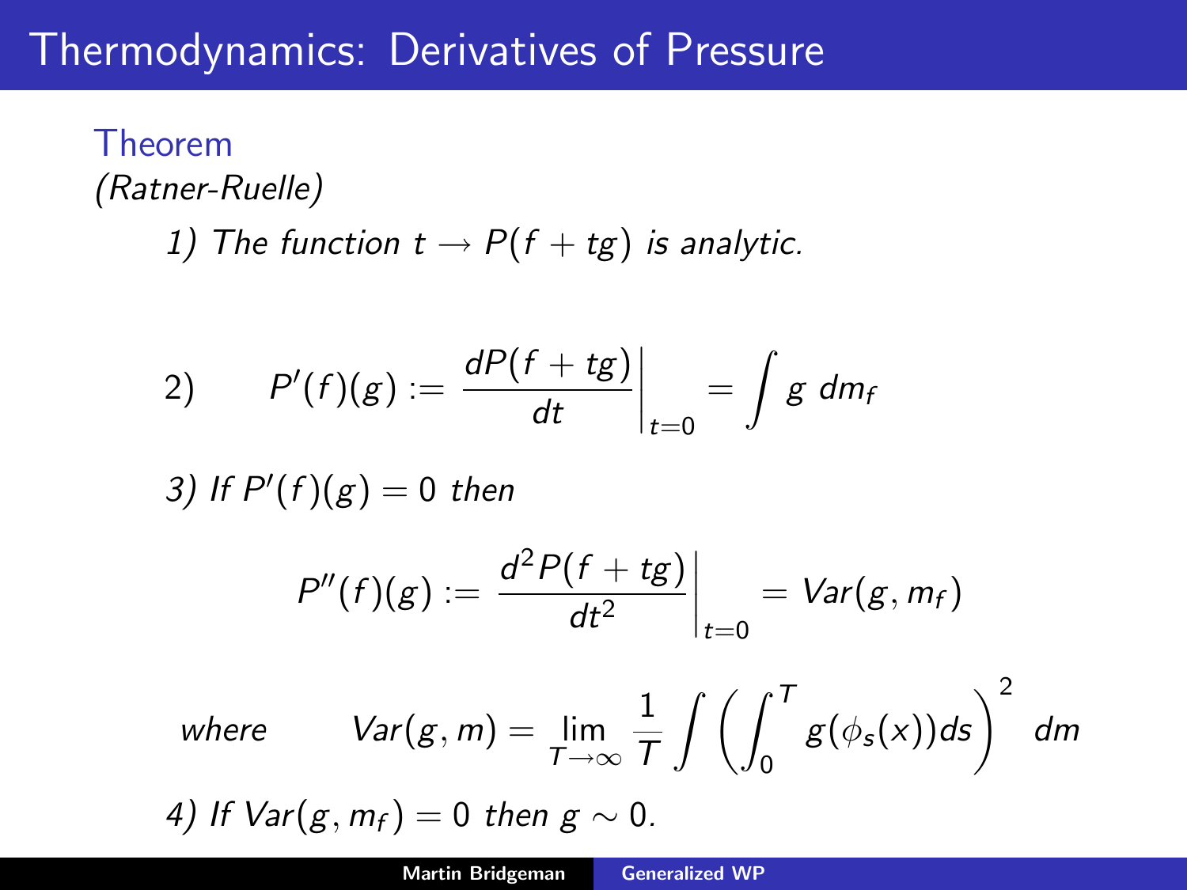# Thermodynamics: Derivatives of Pressure

**Theorem**

*(Ratner-Ruelle)*

*1) The function $t \to P(f + tg)$ is analytic.*

$$2) \qquad P'(f)(g) := \left. \frac{dP(f + tg)}{dt} \right|_{t=0} = \int g \, dm_f$$

*3) If $P'(f)(g) = 0$ then*

$$P''(f)(g) := \left. \frac{d^2 P(f + tg)}{dt^2} \right|_{t=0} = Var(g, m_f)$$

$$\textit{where} \qquad Var(g, m) = \lim_{T \to \infty} \frac{1}{T} \int \left( \int_0^T g(\phi_s(x)) ds \right)^2 \, dm$$

*4) If $Var(g, m_f) = 0$ then $g \sim 0$.*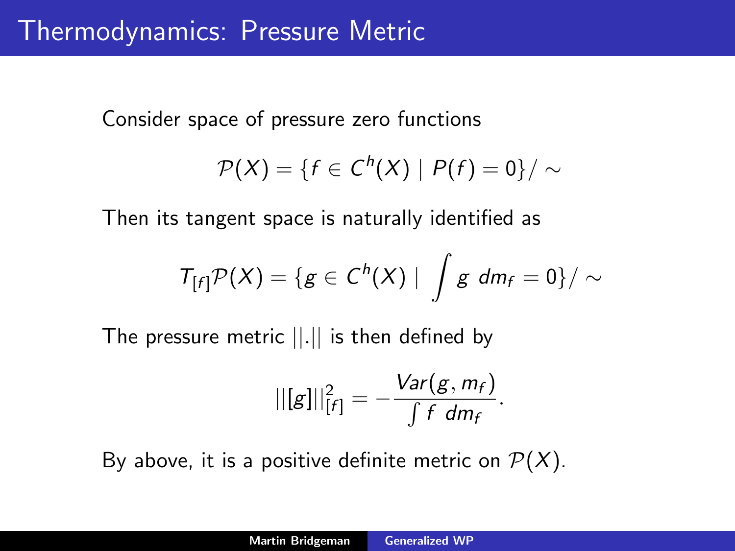# Thermodynamics: Pressure Metric

Consider space of pressure zero functions

$$\mathcal{P}(X) = \{f \in C^h(X) \mid P(f) = 0\}/\sim$$

Then its tangent space is naturally identified as

$$T_{[f]}\mathcal{P}(X) = \{g \in C^h(X) \mid \int g \; dm_f = 0\}/\sim$$

The pressure metric $||.||$ is then defined by

$$||[g]||^2_{[f]} = -\frac{Var(g, m_f)}{\int f \; dm_f}.$$

By above, it is a positive definite metric on $\mathcal{P}(X)$.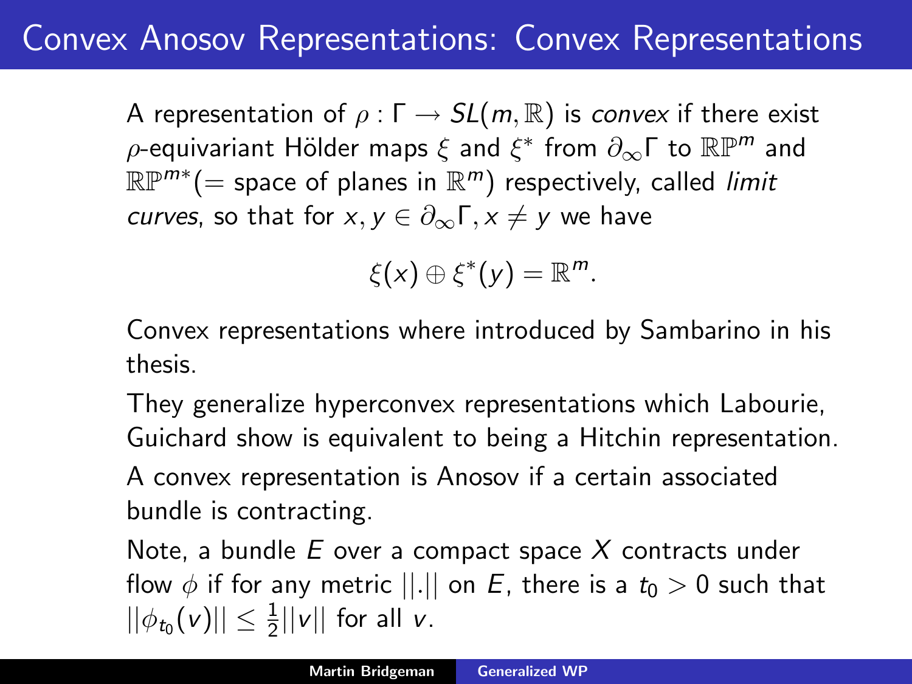# Convex Anosov Representations: Convex Representations

A representation of $\rho : \Gamma \to SL(m, \mathbb{R})$ is *convex* if there exist $\rho$-equivariant Hölder maps $\xi$ and $\xi^*$ from $\partial_\infty \Gamma$ to $\mathbb{RP}^m$ and $\mathbb{RP}^{m*}$(= space of planes in $\mathbb{R}^m$) respectively, called *limit curves*, so that for $x, y \in \partial_\infty \Gamma, x \neq y$ we have

$$\xi(x) \oplus \xi^*(y) = \mathbb{R}^m.$$

Convex representations where introduced by Sambarino in his thesis.

They generalize hyperconvex representations which Labourie, Guichard show is equivalent to being a Hitchin representation.

A convex representation is Anosov if a certain associated bundle is contracting.

Note, a bundle $E$ over a compact space $X$ contracts under flow $\phi$ if for any metric $||.||$ on $E$, there is a $t_0 > 0$ such that $||\phi_{t_0}(v)|| \leq \frac{1}{2}||v||$ for all $v$.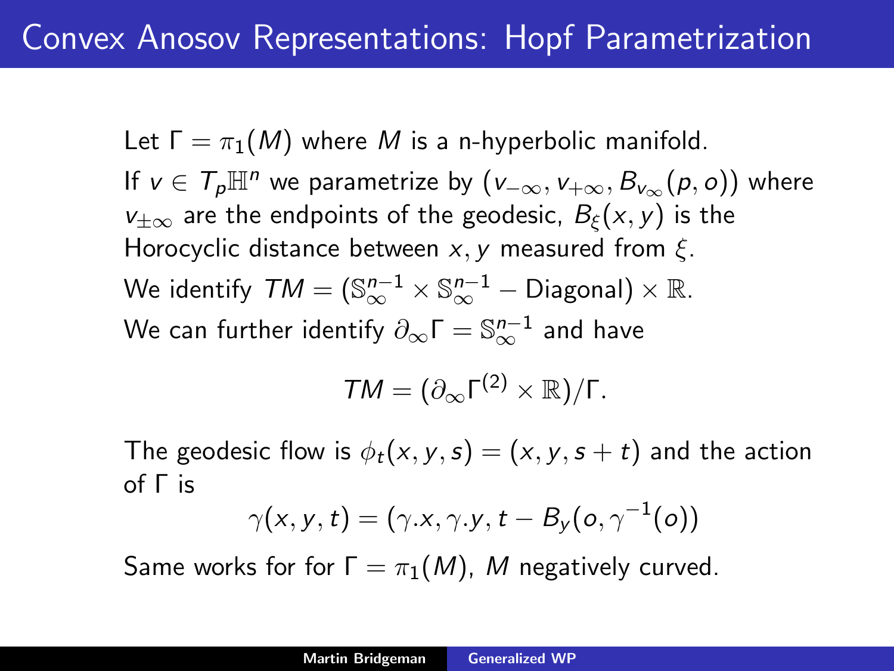# Convex Anosov Representations: Hopf Parametrization

Let $\Gamma = \pi_1(M)$ where $M$ is a n-hyperbolic manifold.

If $v \in T_p\mathbb{H}^n$ we parametrize by $(v_{-\infty}, v_{+\infty}, B_{v_\infty}(p, o))$ where $v_{\pm\infty}$ are the endpoints of the geodesic, $B_\xi(x, y)$ is the Horocyclic distance between $x, y$ measured from $\xi$.

We identify $TM = (\mathbb{S}^{n-1}_\infty \times \mathbb{S}^{n-1}_\infty - \text{Diagonal}) \times \mathbb{R}$.

We can further identify $\partial_\infty\Gamma = \mathbb{S}^{n-1}_\infty$ and have

$$TM = (\partial_\infty\Gamma^{(2)} \times \mathbb{R})/\Gamma.$$

The geodesic flow is $\phi_t(x, y, s) = (x, y, s + t)$ and the action of $\Gamma$ is

$$\gamma(x, y, t) = (\gamma.x, \gamma.y, t - B_y(o, \gamma^{-1}(o))$$

Same works for for $\Gamma = \pi_1(M)$, $M$ negatively curved.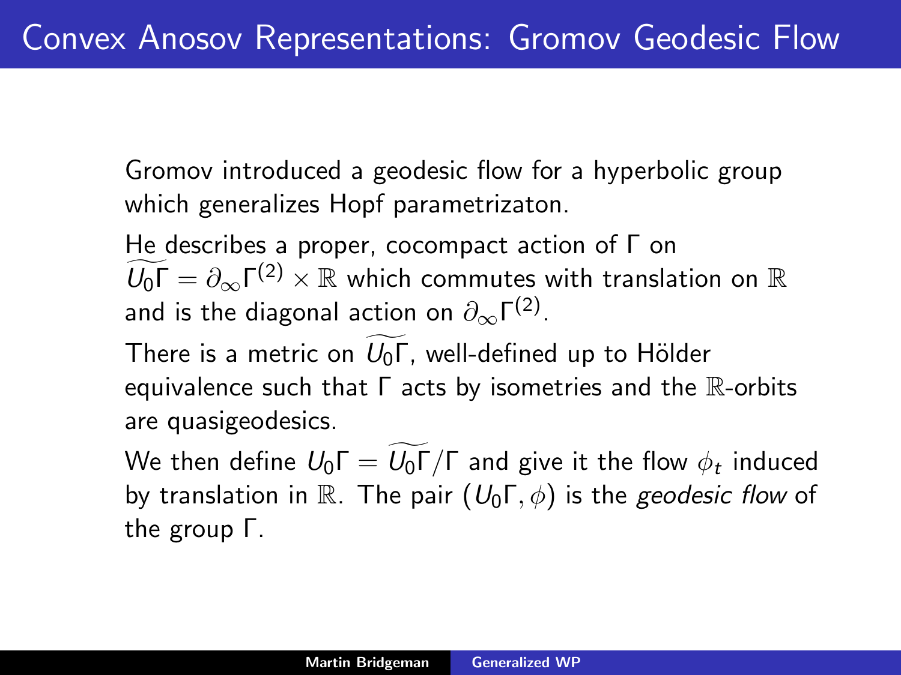# Convex Anosov Representations: Gromov Geodesic Flow

Gromov introduced a geodesic flow for a hyperbolic group which generalizes Hopf parametrizaton.

He describes a proper, cocompact action of $\Gamma$ on $\widetilde{U_0\Gamma} = \partial_\infty \Gamma^{(2)} \times \mathbb{R}$ which commutes with translation on $\mathbb{R}$ and is the diagonal action on $\partial_\infty \Gamma^{(2)}$.

There is a metric on $\widetilde{U_0\Gamma}$, well-defined up to Hölder equivalence such that $\Gamma$ acts by isometries and the $\mathbb{R}$-orbits are quasigeodesics.

We then define $U_0\Gamma = \widetilde{U_0\Gamma}/\Gamma$ and give it the flow $\phi_t$ induced by translation in $\mathbb{R}$. The pair $(U_0\Gamma, \phi)$ is the *geodesic flow* of the group $\Gamma$.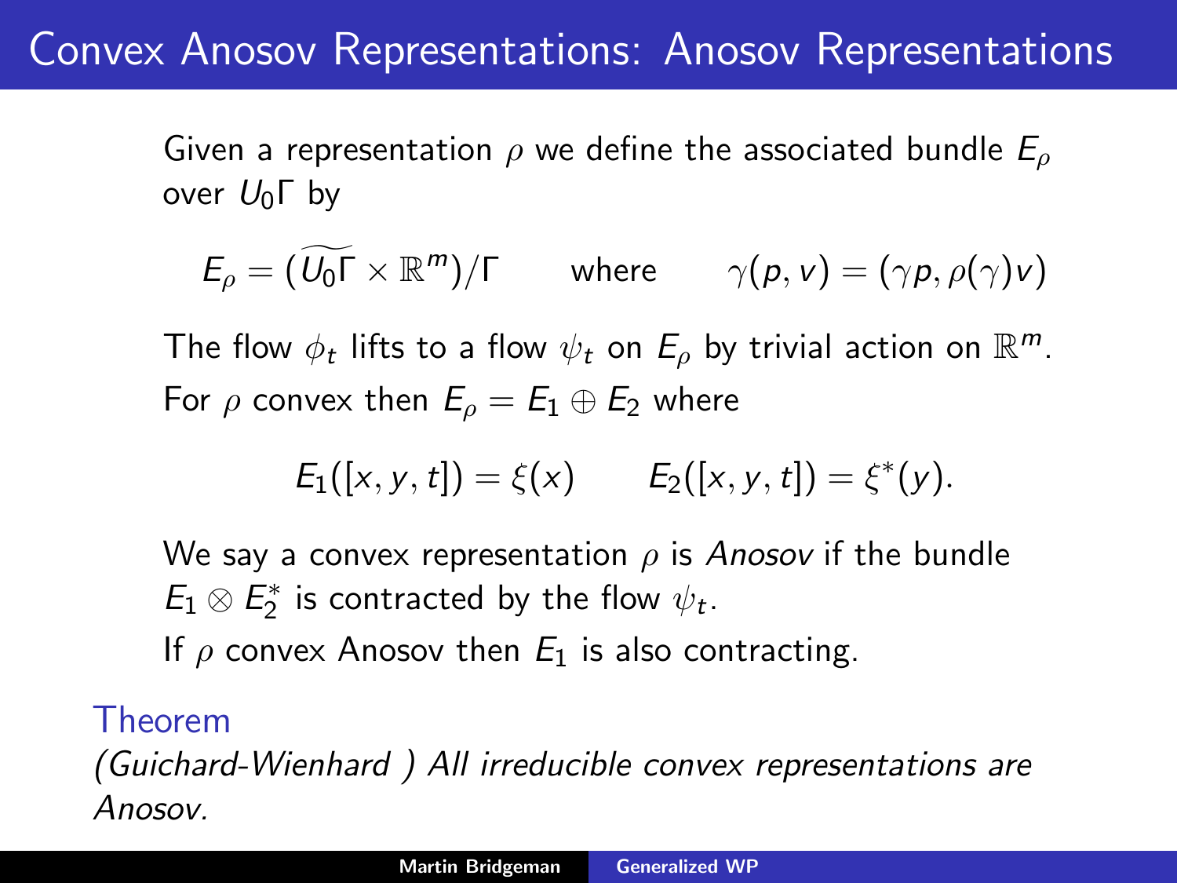# Convex Anosov Representations: Anosov Representations

Given a representation $\rho$ we define the associated bundle $E_\rho$ over $U_0\Gamma$ by

$$E_\rho = (\widetilde{U_0\Gamma} \times \mathbb{R}^m)/\Gamma \qquad \text{where} \qquad \gamma(p, v) = (\gamma p, \rho(\gamma)v)$$

The flow $\phi_t$ lifts to a flow $\psi_t$ on $E_\rho$ by trivial action on $\mathbb{R}^m$.

For $\rho$ convex then $E_\rho = E_1 \oplus E_2$ where

$$E_1([x, y, t]) = \xi(x) \qquad E_2([x, y, t]) = \xi^*(y).$$

We say a convex representation $\rho$ is *Anosov* if the bundle $E_1 \otimes E_2^*$ is contracted by the flow $\psi_t$.

If $\rho$ convex Anosov then $E_1$ is also contracting.

**Theorem**

*(Guichard-Wienhard ) All irreducible convex representations are Anosov.*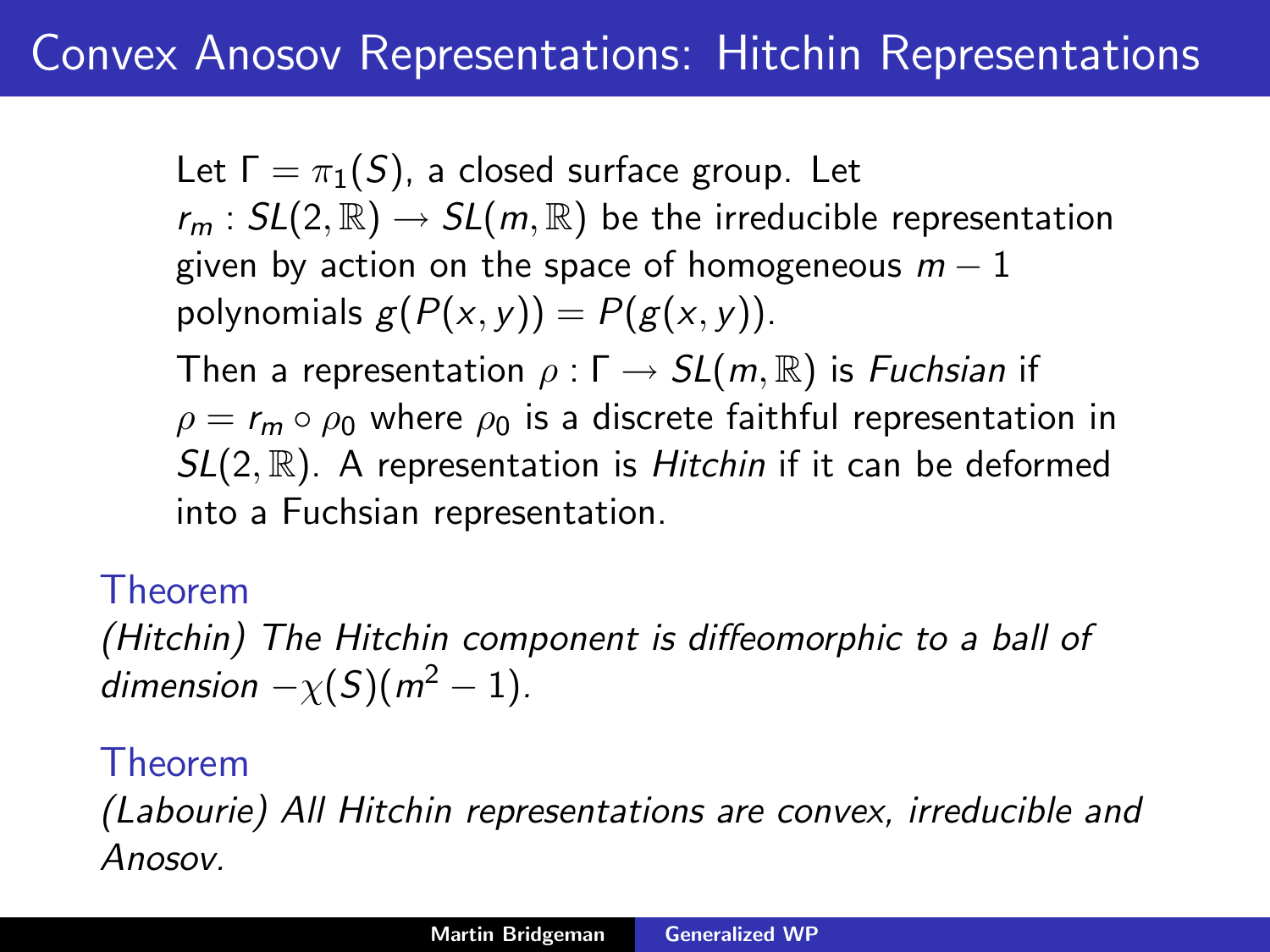# Convex Anosov Representations: Hitchin Representations

Let $\Gamma = \pi_1(S)$, a closed surface group. Let $r_m : SL(2,\mathbb{R}) \rightarrow SL(m,\mathbb{R})$ be the irreducible representation given by action on the space of homogeneous $m-1$ polynomials $g(P(x,y)) = P(g(x,y))$.

Then a representation $\rho : \Gamma \rightarrow SL(m,\mathbb{R})$ is *Fuchsian* if $\rho = r_m \circ \rho_0$ where $\rho_0$ is a discrete faithful representation in $SL(2,\mathbb{R})$. A representation is *Hitchin* if it can be deformed into a Fuchsian representation.

**Theorem**

*(Hitchin) The Hitchin component is diffeomorphic to a ball of dimension $-\chi(S)(m^2-1)$.*

**Theorem**

*(Labourie) All Hitchin representations are convex, irreducible and Anosov.*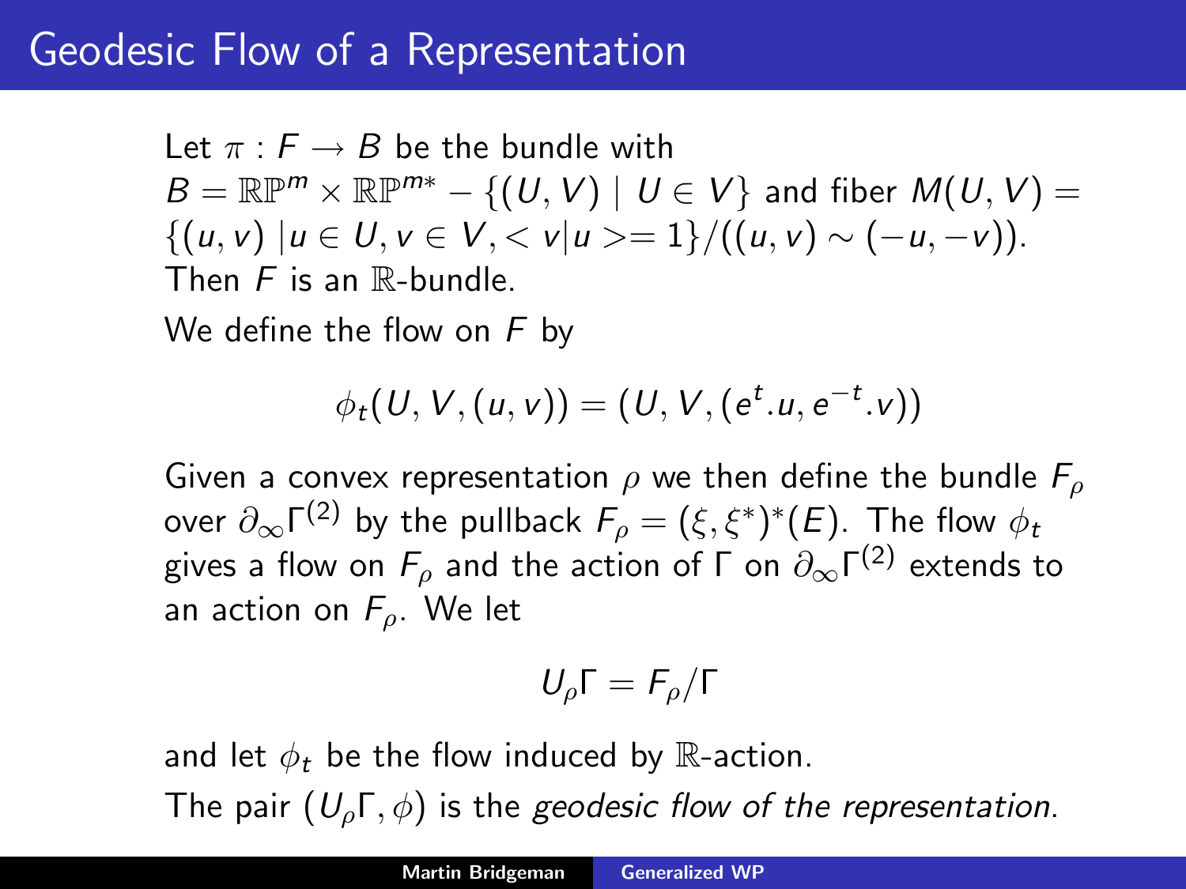# Geodesic Flow of a Representation

Let $\pi : F \to B$ be the bundle with $B = \mathbb{RP}^m \times \mathbb{RP}^{m*} - \{(U,V) \mid U \in V\}$ and fiber $M(U,V) = \{(u,v) \mid u \in U, v \in V, < v|u >= 1\}/((u,v) \sim (-u,-v))$. Then $F$ is an $\mathbb{R}$-bundle.

We define the flow on $F$ by

$$\phi_t(U,V,(u,v)) = (U,V,(e^t.u, e^{-t}.v))$$

Given a convex representation $\rho$ we then define the bundle $F_\rho$ over $\partial_\infty\Gamma^{(2)}$ by the pullback $F_\rho = (\xi,\xi^*)^*(E)$. The flow $\phi_t$ gives a flow on $F_\rho$ and the action of $\Gamma$ on $\partial_\infty\Gamma^{(2)}$ extends to an action on $F_\rho$. We let

$$U_\rho\Gamma = F_\rho/\Gamma$$

and let $\phi_t$ be the flow induced by $\mathbb{R}$-action.

The pair $(U_\rho\Gamma, \phi)$ is the *geodesic flow of the representation*.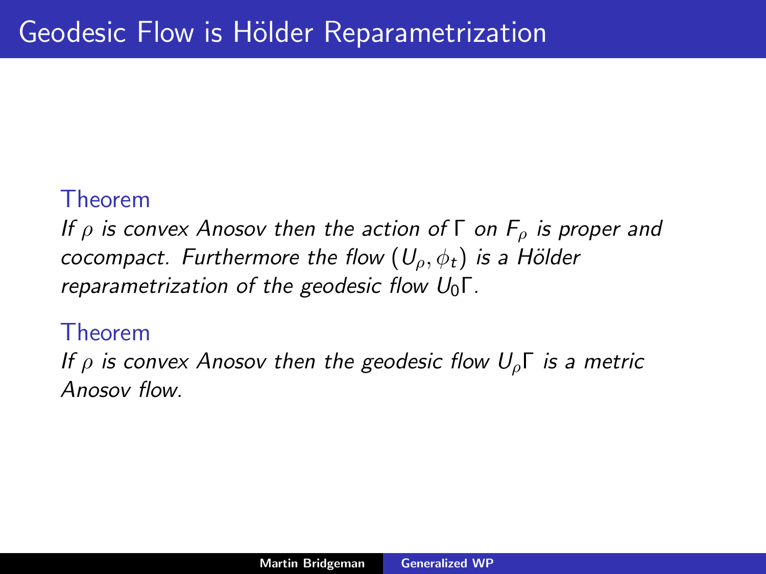# Geodesic Flow is Hölder Reparametrization

**Theorem**

*If $\rho$ is convex Anosov then the action of $\Gamma$ on $F_\rho$ is proper and cocompact. Furthermore the flow $(U_\rho, \phi_t)$ is a Hölder reparametrization of the geodesic flow $U_0\Gamma$.*

**Theorem**

*If $\rho$ is convex Anosov then the geodesic flow $U_\rho\Gamma$ is a metric Anosov flow.*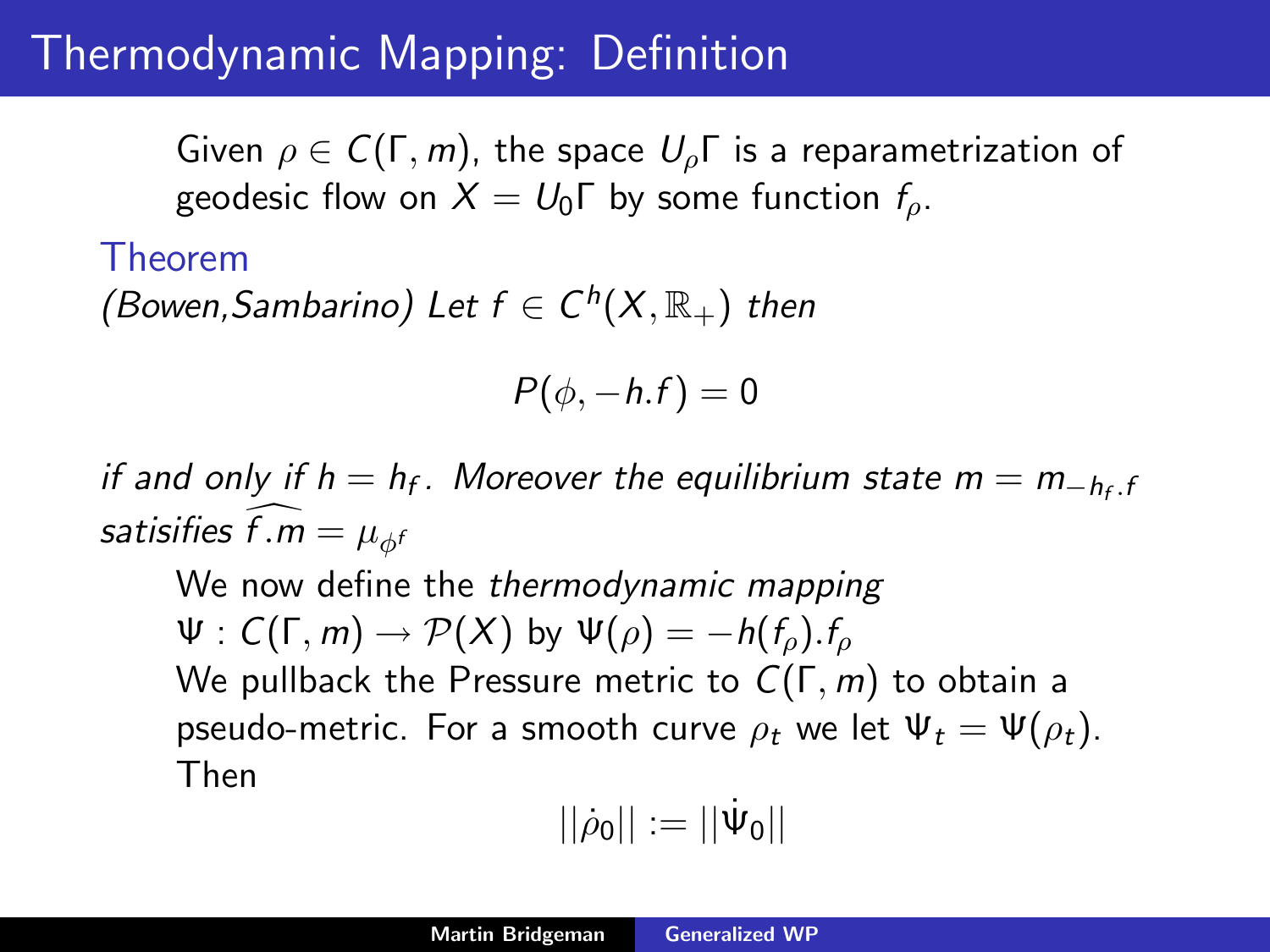# Thermodynamic Mapping: Definition

Given $\rho \in C(\Gamma, m)$, the space $U_\rho \Gamma$ is a reparametrization of geodesic flow on $X = U_0\Gamma$ by some function $f_\rho$.

**Theorem**

*(Bowen,Sambarino) Let $f \in C^h(X, \mathbb{R}_+)$ then*

$$P(\phi, -h.f) = 0$$

*if and only if $h = h_f$. Moreover the equilibrium state $m = m_{-h_f.f}$ satisifies $\widehat{f.m} = \mu_{\phi^f}$*

We now define the *thermodynamic mapping* $\Psi : C(\Gamma, m) \to \mathcal{P}(X)$ by $\Psi(\rho) = -h(f_\rho).f_\rho$

We pullback the Pressure metric to $C(\Gamma, m)$ to obtain a pseudo-metric. For a smooth curve $\rho_t$ we let $\Psi_t = \Psi(\rho_t)$. Then

$$||\dot{\rho}_0|| := ||\dot{\Psi}_0||$$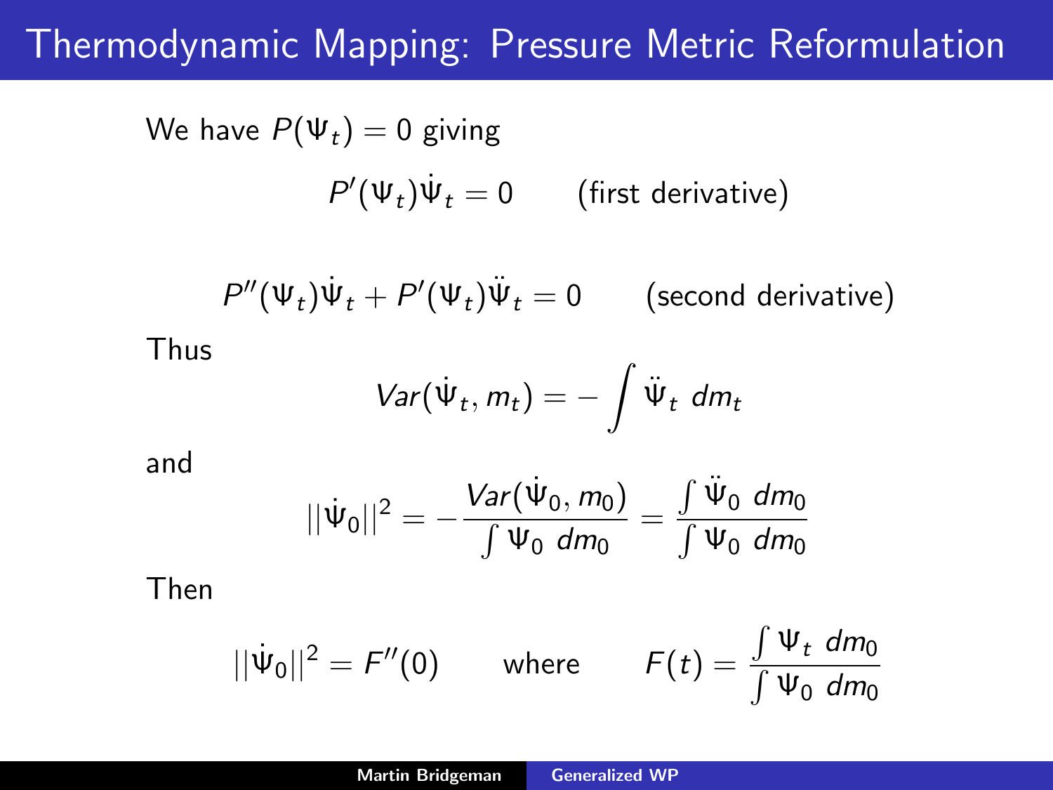# Thermodynamic Mapping: Pressure Metric Reformulation

We have $P(\Psi_t) = 0$ giving

$$P'(\Psi_t)\dot{\Psi}_t = 0 \qquad \text{(first derivative)}$$

$$P''(\Psi_t)\dot{\Psi}_t + P'(\Psi_t)\ddot{\Psi}_t = 0 \qquad \text{(second derivative)}$$

Thus

$$Var(\dot{\Psi}_t, m_t) = -\int \ddot{\Psi}_t \; dm_t$$

and

$$||\dot{\Psi}_0||^2 = -\frac{Var(\dot{\Psi}_0, m_0)}{\int \Psi_0 \; dm_0} = \frac{\int \ddot{\Psi}_0 \; dm_0}{\int \Psi_0 \; dm_0}$$

Then

$$||\dot{\Psi}_0||^2 = F''(0) \qquad \text{where} \qquad F(t) = \frac{\int \Psi_t \; dm_0}{\int \Psi_0 \; dm_0}$$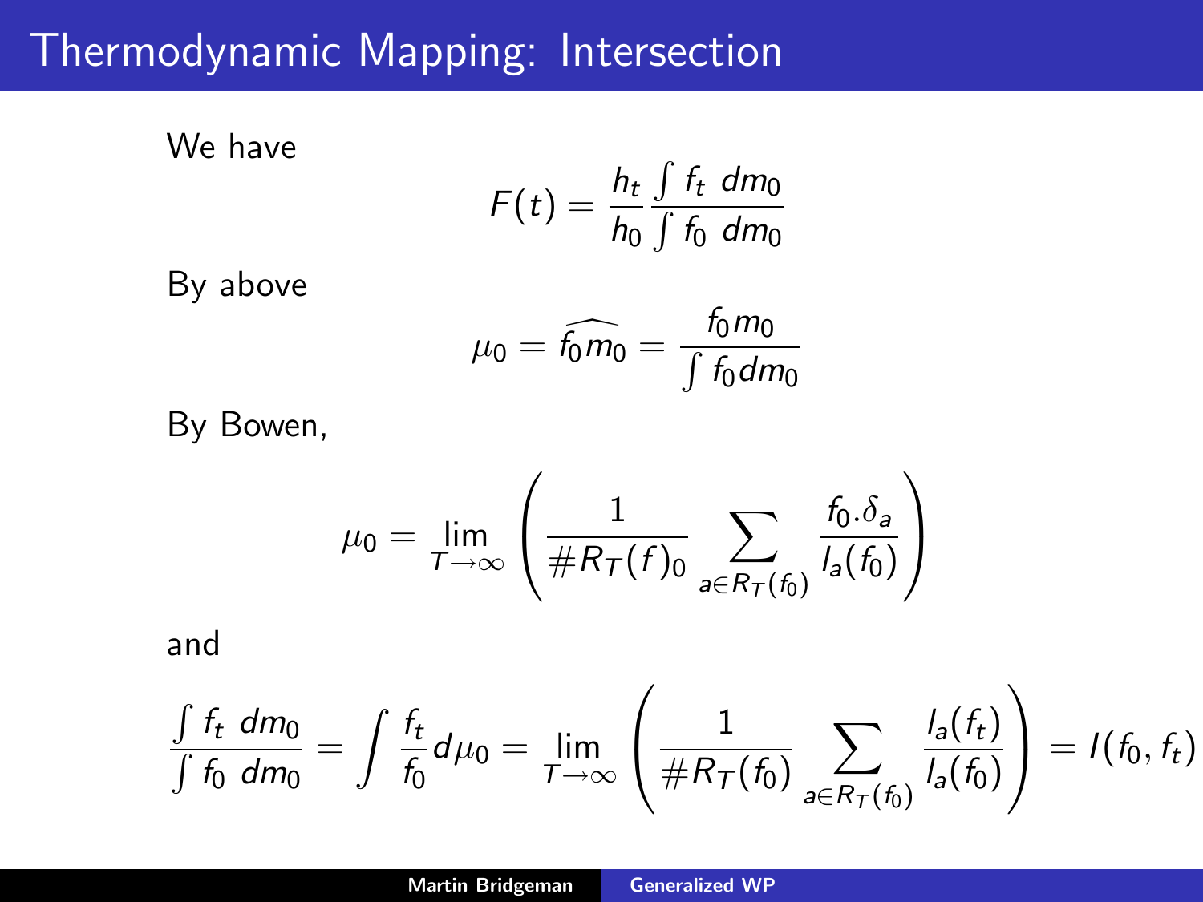# Thermodynamic Mapping: Intersection

We have

$$F(t) = \frac{h_t}{h_0} \frac{\int f_t \; dm_0}{\int f_0 \; dm_0}$$

By above

$$\mu_0 = \widehat{f_0 m_0} = \frac{f_0 m_0}{\int f_0 dm_0}$$

By Bowen,

$$\mu_0 = \lim_{T \to \infty} \left( \frac{1}{\# R_T(f)_0} \sum_{a \in R_T(f_0)} \frac{f_0 . \delta_a}{l_a(f_0)} \right)$$

and

$$\frac{\int f_t \; dm_0}{\int f_0 \; dm_0} = \int \frac{f_t}{f_0} d\mu_0 = \lim_{T \to \infty} \left( \frac{1}{\# R_T(f_0)} \sum_{a \in R_T(f_0)} \frac{l_a(f_t)}{l_a(f_0)} \right) = I(f_0, f_t)$$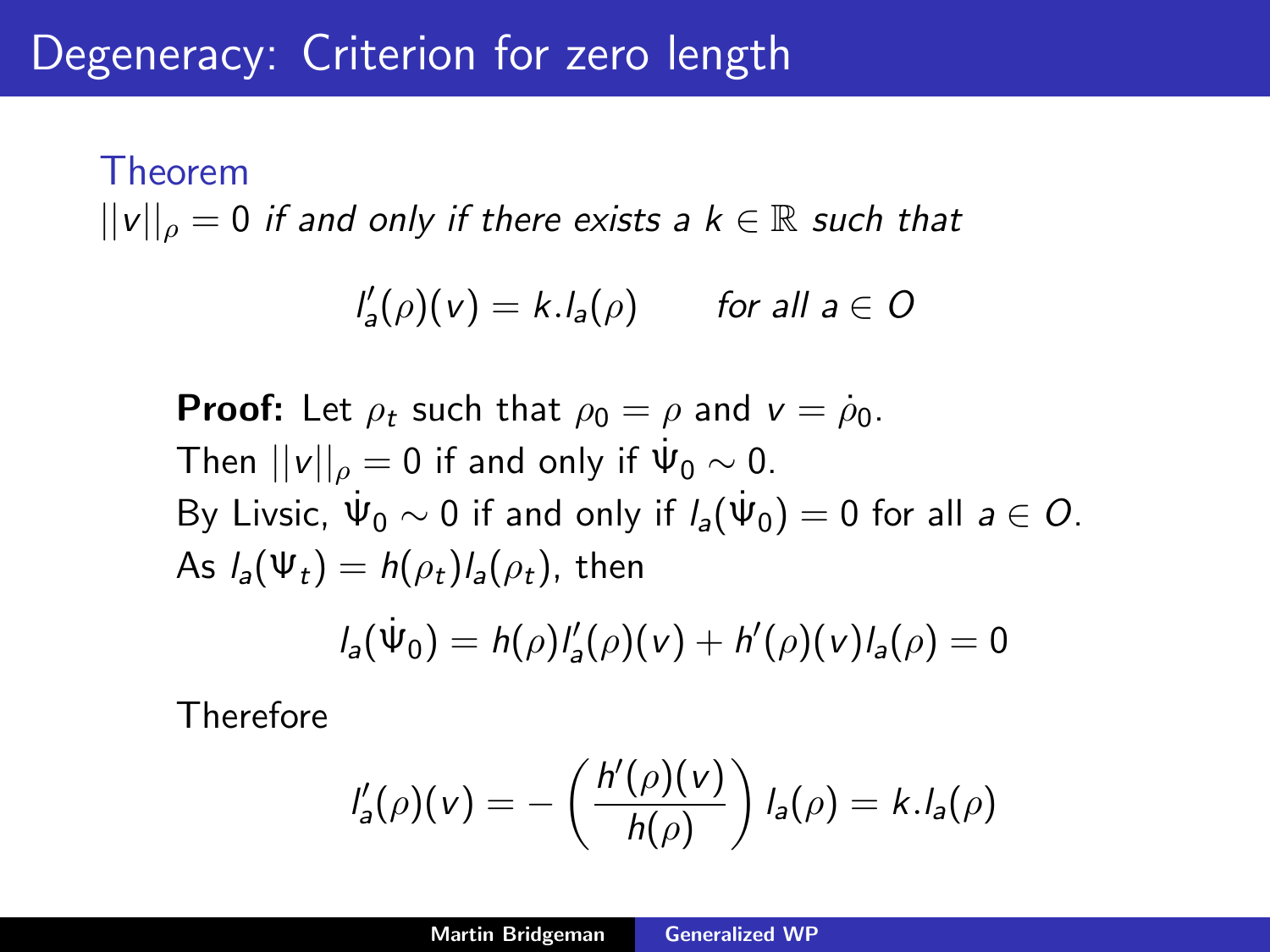# Degeneracy: Criterion for zero length

**Theorem**

*$||v||_\rho = 0$ if and only if there exists a $k \in \mathbb{R}$ such that*

$$l'_a(\rho)(v) = k.l_a(\rho) \qquad \text{for all } a \in O$$

**Proof:** Let $\rho_t$ such that $\rho_0 = \rho$ and $v = \dot{\rho}_0$.
Then $||v||_\rho = 0$ if and only if $\dot{\Psi}_0 \sim 0$.
By Livsic, $\dot{\Psi}_0 \sim 0$ if and only if $l_a(\dot{\Psi}_0) = 0$ for all $a \in O$.
As $l_a(\Psi_t) = h(\rho_t) l_a(\rho_t)$, then

$$l_a(\dot{\Psi}_0) = h(\rho) l'_a(\rho)(v) + h'(\rho)(v) l_a(\rho) = 0$$

Therefore

$$l'_a(\rho)(v) = -\left(\frac{h'(\rho)(v)}{h(\rho)}\right) l_a(\rho) = k.l_a(\rho)$$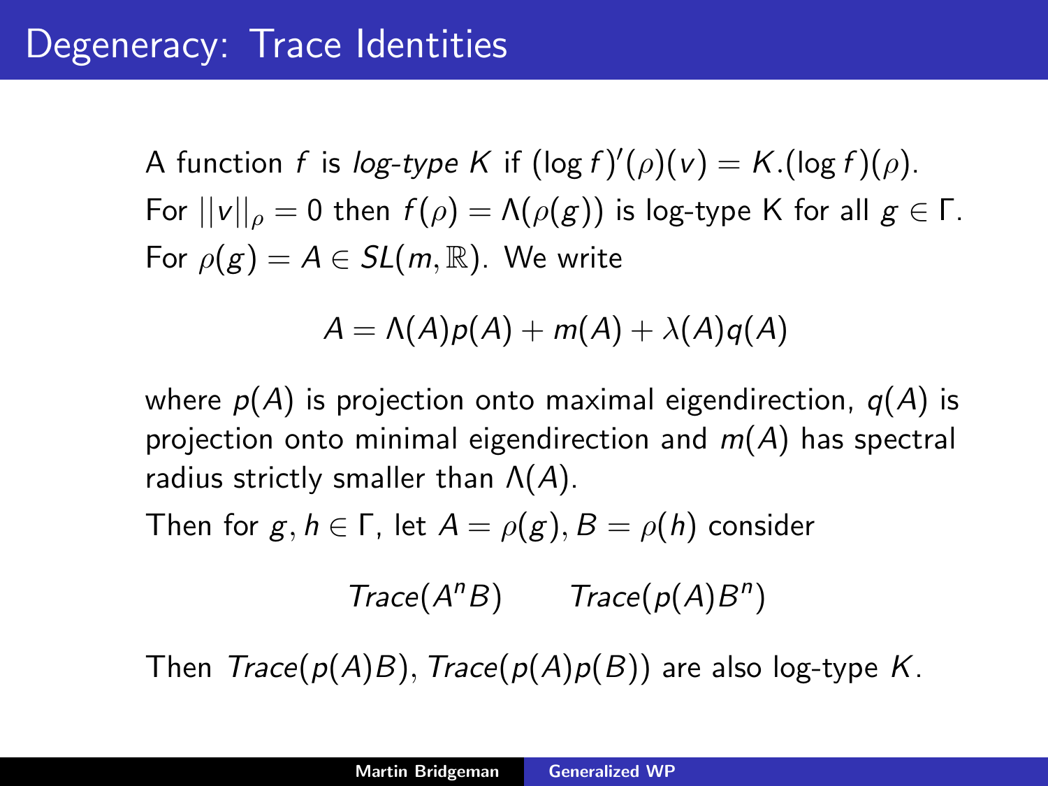# Degeneracy: Trace Identities

A function $f$ is *log-type $K$* if $(\log f)'(\rho)(v) = K.(\log f)(\rho)$.

For $||v||_\rho = 0$ then $f(\rho) = \Lambda(\rho(g))$ is log-type K for all $g \in \Gamma$.

For $\rho(g) = A \in SL(m, \mathbb{R})$. We write

$$A = \Lambda(A)p(A) + m(A) + \lambda(A)q(A)$$

where $p(A)$ is projection onto maximal eigendirection, $q(A)$ is projection onto minimal eigendirection and $m(A)$ has spectral radius strictly smaller than $\Lambda(A)$.

Then for $g, h \in \Gamma$, let $A = \rho(g), B = \rho(h)$ consider

$$Trace(A^n B) \qquad Trace(p(A)B^n)$$

Then $Trace(p(A)B)$, $Trace(p(A)p(B))$ are also log-type $K$.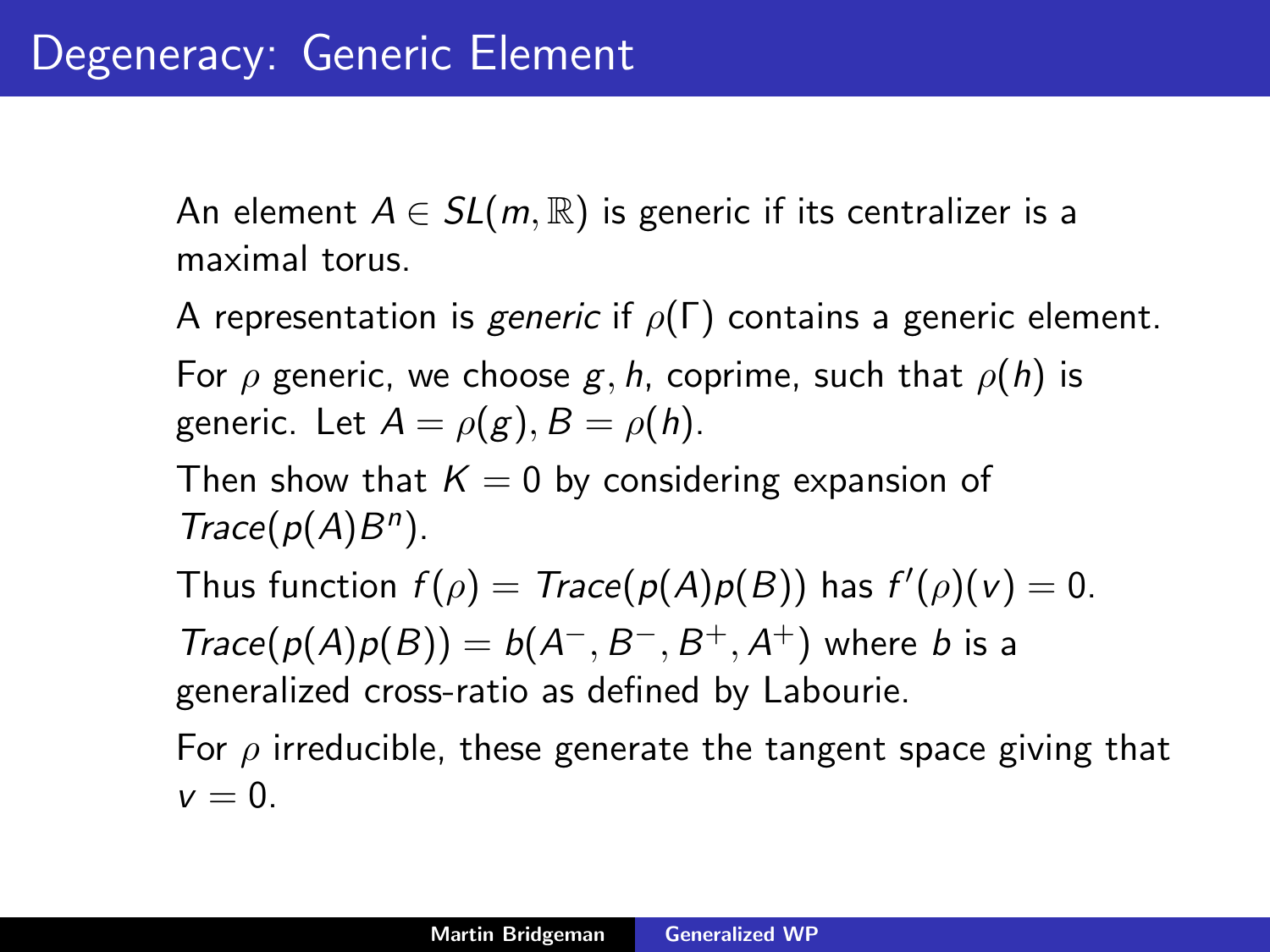# Degeneracy: Generic Element

An element $A \in SL(m, \mathbb{R})$ is generic if its centralizer is a maximal torus.

A representation is *generic* if $\rho(\Gamma)$ contains a generic element.

For $\rho$ generic, we choose $g, h$, coprime, such that $\rho(h)$ is generic. Let $A = \rho(g), B = \rho(h)$.

Then show that $K = 0$ by considering expansion of $Trace(p(A)B^n)$.

Thus function $f(\rho) = Trace(p(A)p(B))$ has $f'(\rho)(v) = 0$.

$Trace(p(A)p(B)) = b(A^-, B^-, B^+, A^+)$ where $b$ is a generalized cross-ratio as defined by Labourie.

For $\rho$ irreducible, these generate the tangent space giving that $v = 0$.